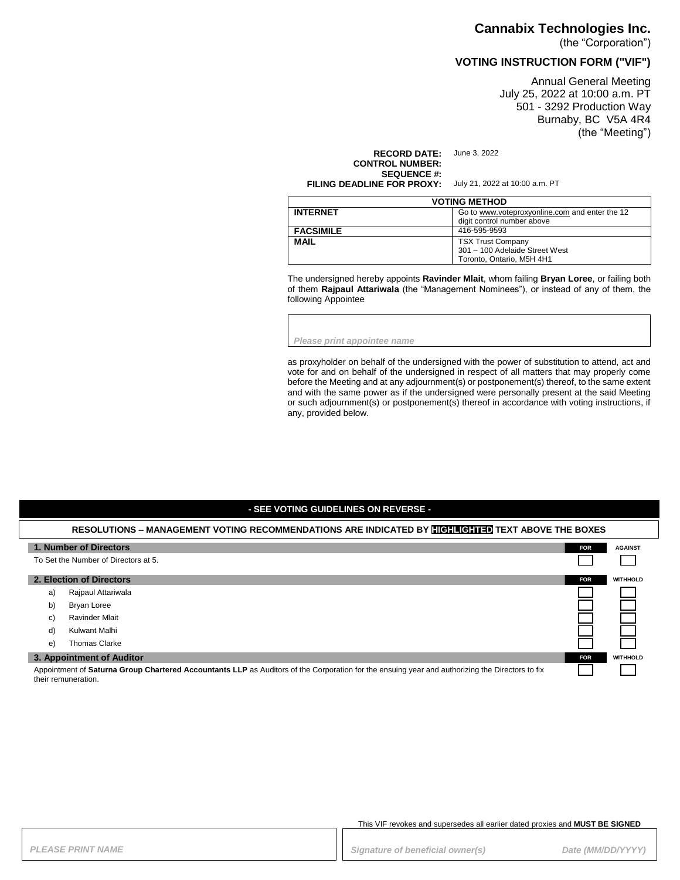# Cannabix Technologies Inc.

(the “Corporation”)

## VOTING INSTRUCTION FORM ("VIF")

Annual General Meeting
July 25, 2022 at 10:00 a.m. PT
501 - 3292 Production Way
Burnaby, BC V5A 4R4
(the “Meeting”)

**RECORD DATE:** June 3, 2022
**CONTROL NUMBER:**
**SEQUENCE #:**
**FILING DEADLINE FOR PROXY:** July 21, 2022 at 10:00 a.m. PT

| VOTING METHOD | |
|---|---|
| **INTERNET** | Go to www.voteproxyonline.com and enter the 12 digit control number above |
| **FACSIMILE** | 416-595-9593 |
| **MAIL** | TSX Trust Company<br>301 – 100 Adelaide Street West<br>Toronto, Ontario, M5H 4H1 |

The undersigned hereby appoints **Ravinder Mlait**, whom failing **Bryan Loree**, or failing both of them **Rajpaul Attariwala** (the “Management Nominees”), or instead of any of them, the following Appointee

*Please print appointee name*

as proxyholder on behalf of the undersigned with the power of substitution to attend, act and vote for and on behalf of the undersigned in respect of all matters that may properly come before the Meeting and at any adjournment(s) or postponement(s) thereof, to the same extent and with the same power as if the undersigned were personally present at the said Meeting or such adjournment(s) or postponement(s) thereof in accordance with voting instructions, if any, provided below.

**- SEE VOTING GUIDELINES ON REVERSE -**

**RESOLUTIONS – MANAGEMENT VOTING RECOMMENDATIONS ARE INDICATED BY HIGHLIGHTED TEXT ABOVE THE BOXES**

| **1. Number of Directors** | **FOR** | **AGAINST** |
|---|---|---|
| To Set the Number of Directors at 5. | ☐ | ☐ |

| **2. Election of Directors** | **FOR** | **WITHHOLD** |
|---|---|---|
| a) Rajpaul Attariwala | ☐ | ☐ |
| b) Bryan Loree | ☐ | ☐ |
| c) Ravinder Mlait | ☐ | ☐ |
| d) Kulwant Malhi | ☐ | ☐ |
| e) Thomas Clarke | ☐ | ☐ |

| **3. Appointment of Auditor** | **FOR** | **WITHHOLD** |
|---|---|---|
| Appointment of **Saturna Group Chartered Accountants LLP** as Auditors of the Corporation for the ensuing year and authorizing the Directors to fix their remuneration. | ☐ | ☐ |

This VIF revokes and supersedes all earlier dated proxies and **MUST BE SIGNED**

*PLEASE PRINT NAME*

*Signature of beneficial owner(s)* *Date (MM/DD/YYYY)*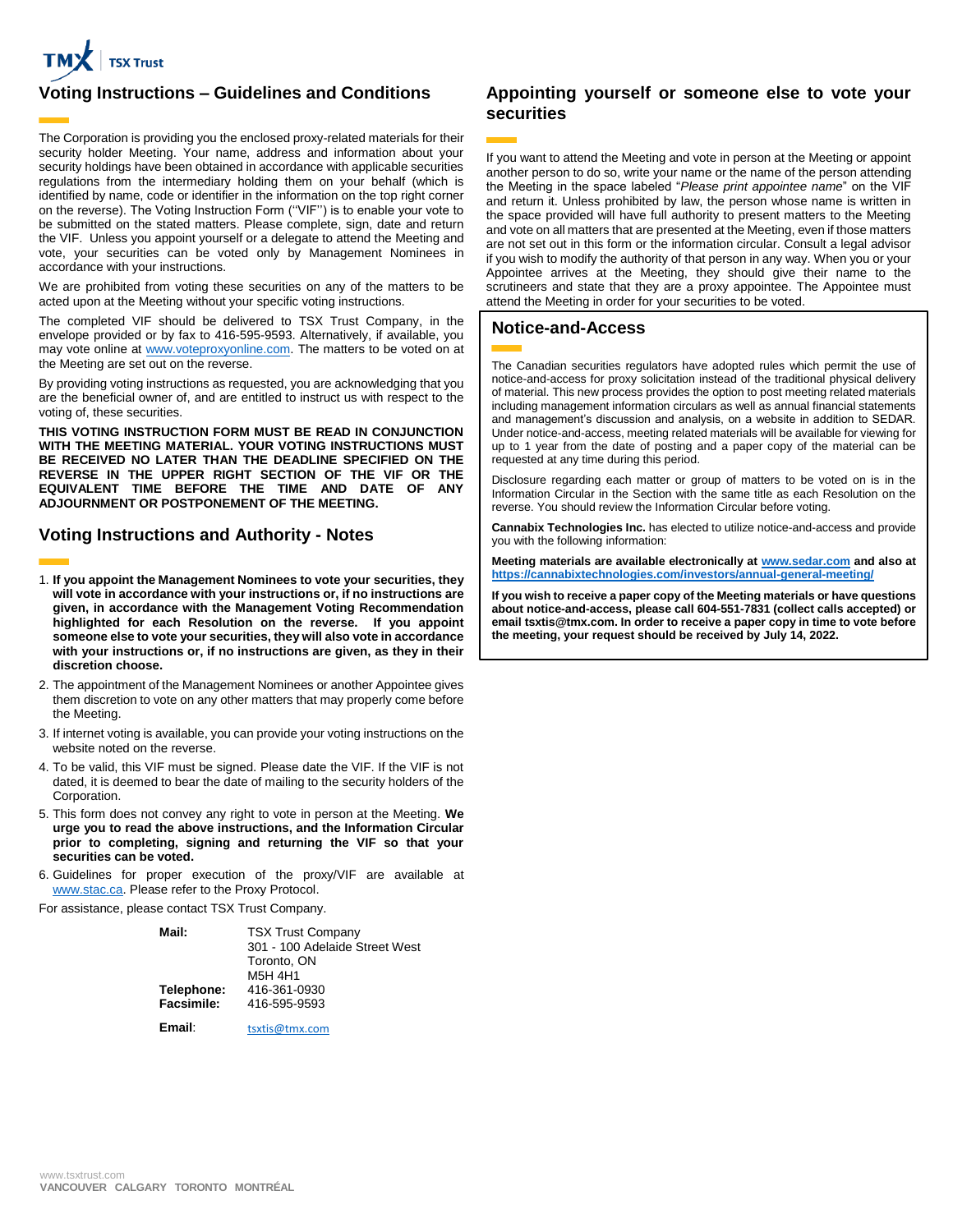TMX | TSX Trust

## Voting Instructions – Guidelines and Conditions

The Corporation is providing you the enclosed proxy-related materials for their security holder Meeting. Your name, address and information about your security holdings have been obtained in accordance with applicable securities regulations from the intermediary holding them on your behalf (which is identified by name, code or identifier in the information on the top right corner on the reverse). The Voting Instruction Form (''VIF'') is to enable your vote to be submitted on the stated matters. Please complete, sign, date and return the VIF. Unless you appoint yourself or a delegate to attend the Meeting and vote, your securities can be voted only by Management Nominees in accordance with your instructions.

We are prohibited from voting these securities on any of the matters to be acted upon at the Meeting without your specific voting instructions.

The completed VIF should be delivered to TSX Trust Company, in the envelope provided or by fax to 416-595-9593. Alternatively, if available, you may vote online at www.voteproxyonline.com. The matters to be voted on at the Meeting are set out on the reverse.

By providing voting instructions as requested, you are acknowledging that you are the beneficial owner of, and are entitled to instruct us with respect to the voting of, these securities.

**THIS VOTING INSTRUCTION FORM MUST BE READ IN CONJUNCTION WITH THE MEETING MATERIAL. YOUR VOTING INSTRUCTIONS MUST BE RECEIVED NO LATER THAN THE DEADLINE SPECIFIED ON THE REVERSE IN THE UPPER RIGHT SECTION OF THE VIF OR THE EQUIVALENT TIME BEFORE THE TIME AND DATE OF ANY ADJOURNMENT OR POSTPONEMENT OF THE MEETING.**

## Voting Instructions and Authority - Notes

1. **If you appoint the Management Nominees to vote your securities, they will vote in accordance with your instructions or, if no instructions are given, in accordance with the Management Voting Recommendation highlighted for each Resolution on the reverse. If you appoint someone else to vote your securities, they will also vote in accordance with your instructions or, if no instructions are given, as they in their discretion choose.**
2. The appointment of the Management Nominees or another Appointee gives them discretion to vote on any other matters that may properly come before the Meeting.
3. If internet voting is available, you can provide your voting instructions on the website noted on the reverse.
4. To be valid, this VIF must be signed. Please date the VIF. If the VIF is not dated, it is deemed to bear the date of mailing to the security holders of the Corporation.
5. This form does not convey any right to vote in person at the Meeting. **We urge you to read the above instructions, and the Information Circular prior to completing, signing and returning the VIF so that your securities can be voted.**
6. Guidelines for proper execution of the proxy/VIF are available at www.stac.ca. Please refer to the Proxy Protocol.

For assistance, please contact TSX Trust Company.

| | |
|---|---|
| **Mail:** | TSX Trust Company<br>301 - 100 Adelaide Street West<br>Toronto, ON<br>M5H 4H1 |
| **Telephone:** | 416-361-0930 |
| **Facsimile:** | 416-595-9593 |
| **Email**: | tsxtis@tmx.com |

## Appointing yourself or someone else to vote your securities

If you want to attend the Meeting and vote in person at the Meeting or appoint another person to do so, write your name or the name of the person attending the Meeting in the space labeled "*Please print appointee name*" on the VIF and return it. Unless prohibited by law, the person whose name is written in the space provided will have full authority to present matters to the Meeting and vote on all matters that are presented at the Meeting, even if those matters are not set out in this form or the information circular. Consult a legal advisor if you wish to modify the authority of that person in any way. When you or your Appointee arrives at the Meeting, they should give their name to the scrutineers and state that they are a proxy appointee. The Appointee must attend the Meeting in order for your securities to be voted.

## Notice-and-Access

The Canadian securities regulators have adopted rules which permit the use of notice-and-access for proxy solicitation instead of the traditional physical delivery of material. This new process provides the option to post meeting related materials including management information circulars as well as annual financial statements and management's discussion and analysis, on a website in addition to SEDAR. Under notice-and-access, meeting related materials will be available for viewing for up to 1 year from the date of posting and a paper copy of the material can be requested at any time during this period.

Disclosure regarding each matter or group of matters to be voted on is in the Information Circular in the Section with the same title as each Resolution on the reverse. You should review the Information Circular before voting.

**Cannabix Technologies Inc.** has elected to utilize notice-and-access and provide you with the following information:

**Meeting materials are available electronically at www.sedar.com and also at https://cannabixtechnologies.com/investors/annual-general-meeting/**

**If you wish to receive a paper copy of the Meeting materials or have questions about notice-and-access, please call 604-551-7831 (collect calls accepted) or email tsxtis@tmx.com. In order to receive a paper copy in time to vote before the meeting, your request should be received by July 14, 2022.**

www.tsxtrust.com
VANCOUVER CALGARY TORONTO MONTRÉAL